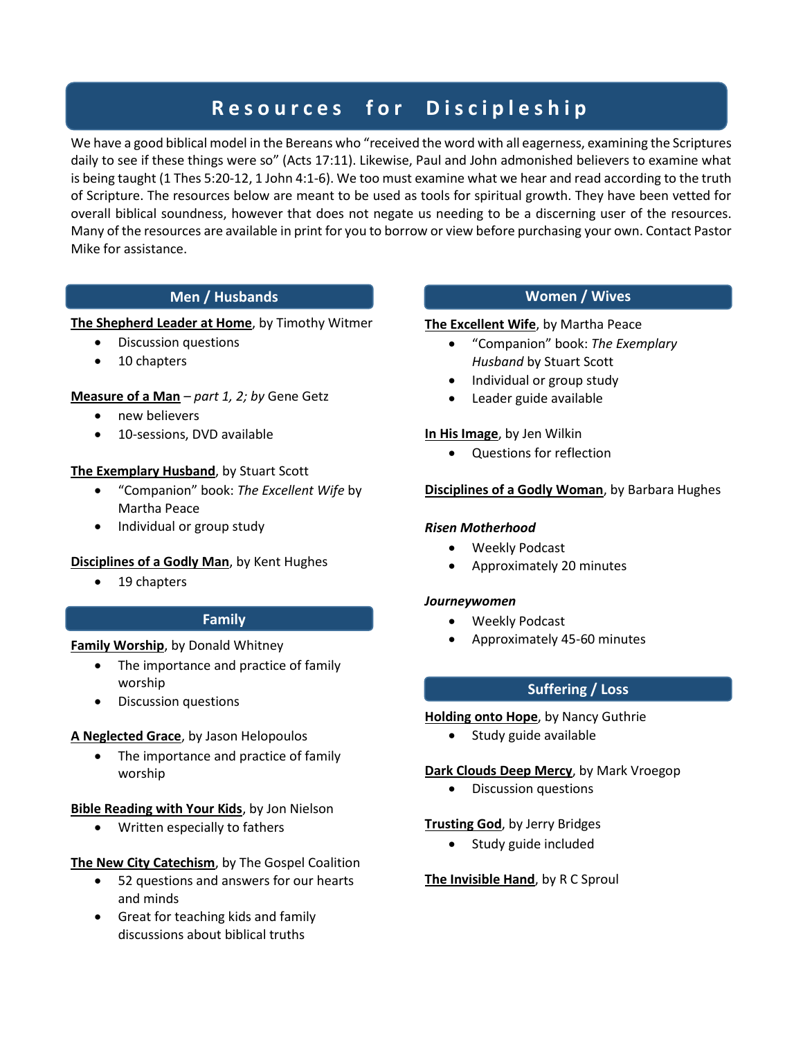# Resources for Discipleship

We have a good biblical model in the Bereans who "received the word with all eagerness, examining the Scriptures daily to see if these things were so" (Acts 17:11). Likewise, Paul and John admonished believers to examine what is being taught (1 Thes 5:20-12, 1 John 4:1-6). We too must examine what we hear and read according to the truth of Scripture. The resources below are meant to be used as tools for spiritual growth. They have been vetted for overall biblical soundness, however that does not negate us needing to be a discerning user of the resources. Many of the resources are available in print for you to borrow or view before purchasing your own. Contact Pastor Mike for assistance.

## Men / Husbands

**The Shepherd Leader at Home**, by Timothy Witmer

- Discussion questions
- 10 chapters

**Measure of a Man** – *part 1, 2; by* Gene Getz

- new believers
- 10-sessions, DVD available

**The Exemplary Husband**, by Stuart Scott

- "Companion" book: *The Excellent Wife* by Martha Peace
- Individual or group study

**Disciplines of a Godly Man**, by Kent Hughes

- 19 chapters

## Family

**Family Worship**, by Donald Whitney

- The importance and practice of family worship
- Discussion questions

**A Neglected Grace**, by Jason Helopoulos

- The importance and practice of family worship

**Bible Reading with Your Kids**, by Jon Nielson

- Written especially to fathers

**The New City Catechism**, by The Gospel Coalition

- 52 questions and answers for our hearts and minds
- Great for teaching kids and family discussions about biblical truths

## Women / Wives

**The Excellent Wife**, by Martha Peace

- "Companion" book: *The Exemplary Husband* by Stuart Scott
- Individual or group study
- Leader guide available

**In His Image**, by Jen Wilkin

- Questions for reflection

**Disciplines of a Godly Woman**, by Barbara Hughes

***Risen Motherhood***

- Weekly Podcast
- Approximately 20 minutes

***Journeywomen***

- Weekly Podcast
- Approximately 45-60 minutes

## Suffering / Loss

**Holding onto Hope**, by Nancy Guthrie

- Study guide available

**Dark Clouds Deep Mercy**, by Mark Vroegop

- Discussion questions

**Trusting God**, by Jerry Bridges

- Study guide included

**The Invisible Hand**, by R C Sproul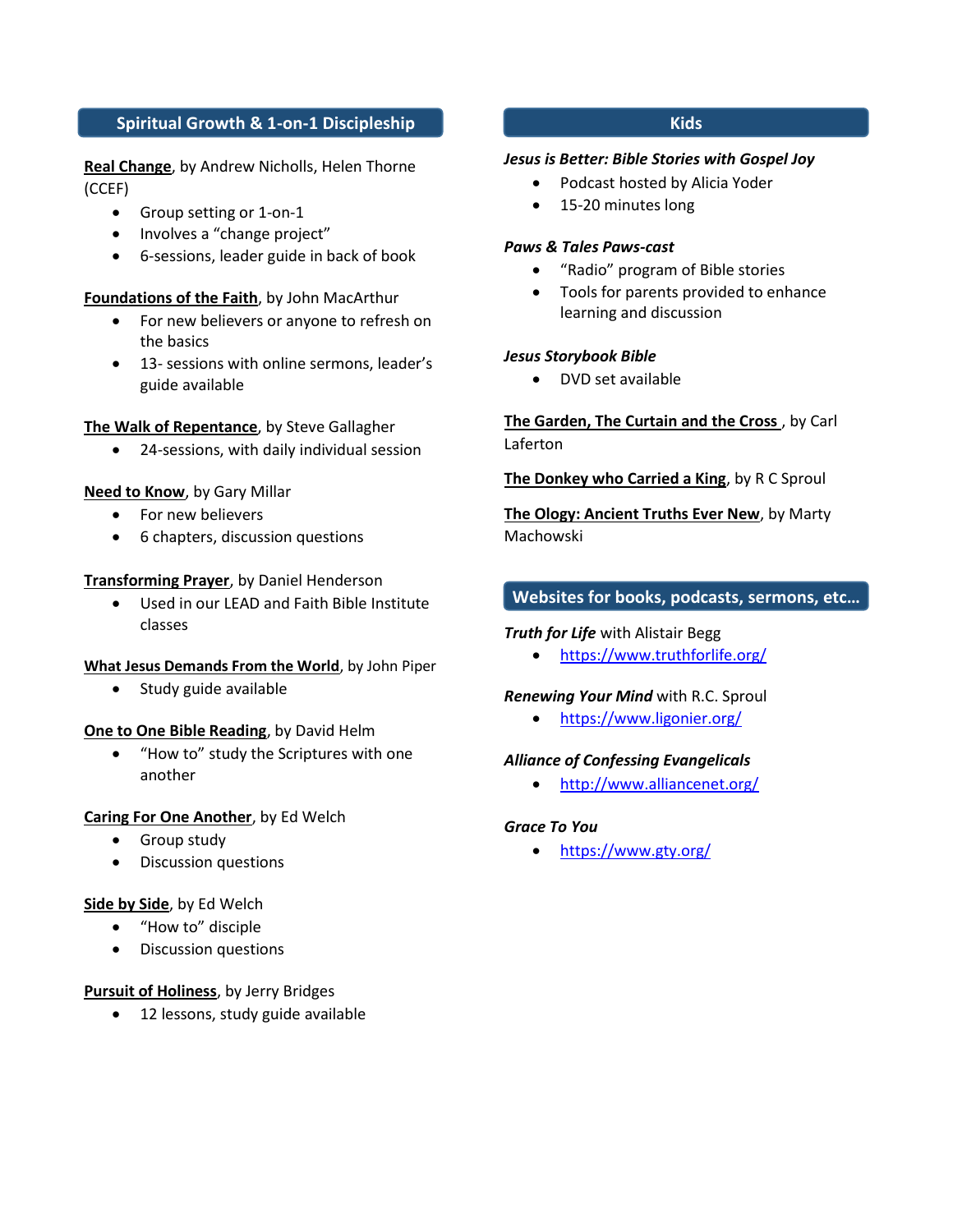## Spiritual Growth & 1-on-1 Discipleship

**Real Change**, by Andrew Nicholls, Helen Thorne (CCEF)

- Group setting or 1-on-1
- Involves a "change project"
- 6-sessions, leader guide in back of book

**Foundations of the Faith**, by John MacArthur

- For new believers or anyone to refresh on the basics
- 13- sessions with online sermons, leader's guide available

**The Walk of Repentance**, by Steve Gallagher

- 24-sessions, with daily individual session

**Need to Know**, by Gary Millar

- For new believers
- 6 chapters, discussion questions

**Transforming Prayer**, by Daniel Henderson

- Used in our LEAD and Faith Bible Institute classes

**What Jesus Demands From the World**, by John Piper

- Study guide available

**One to One Bible Reading**, by David Helm

- "How to" study the Scriptures with one another

**Caring For One Another**, by Ed Welch

- Group study
- Discussion questions

**Side by Side**, by Ed Welch

- "How to" disciple
- Discussion questions

**Pursuit of Holiness**, by Jerry Bridges

- 12 lessons, study guide available

## Kids

***Jesus is Better: Bible Stories with Gospel Joy***

- Podcast hosted by Alicia Yoder
- 15-20 minutes long

***Paws & Tales Paws-cast***

- "Radio" program of Bible stories
- Tools for parents provided to enhance learning and discussion

***Jesus Storybook Bible***

- DVD set available

**The Garden, The Curtain and the Cross** , by Carl Laferton

**The Donkey who Carried a King**, by R C Sproul

**The Ology: Ancient Truths Ever New**, by Marty Machowski

## Websites for books, podcasts, sermons, etc…

***Truth for Life*** with Alistair Begg

- https://www.truthforlife.org/

***Renewing Your Mind*** with R.C. Sproul

- https://www.ligonier.org/

***Alliance of Confessing Evangelicals***

- http://www.alliancenet.org/

***Grace To You***

- https://www.gty.org/